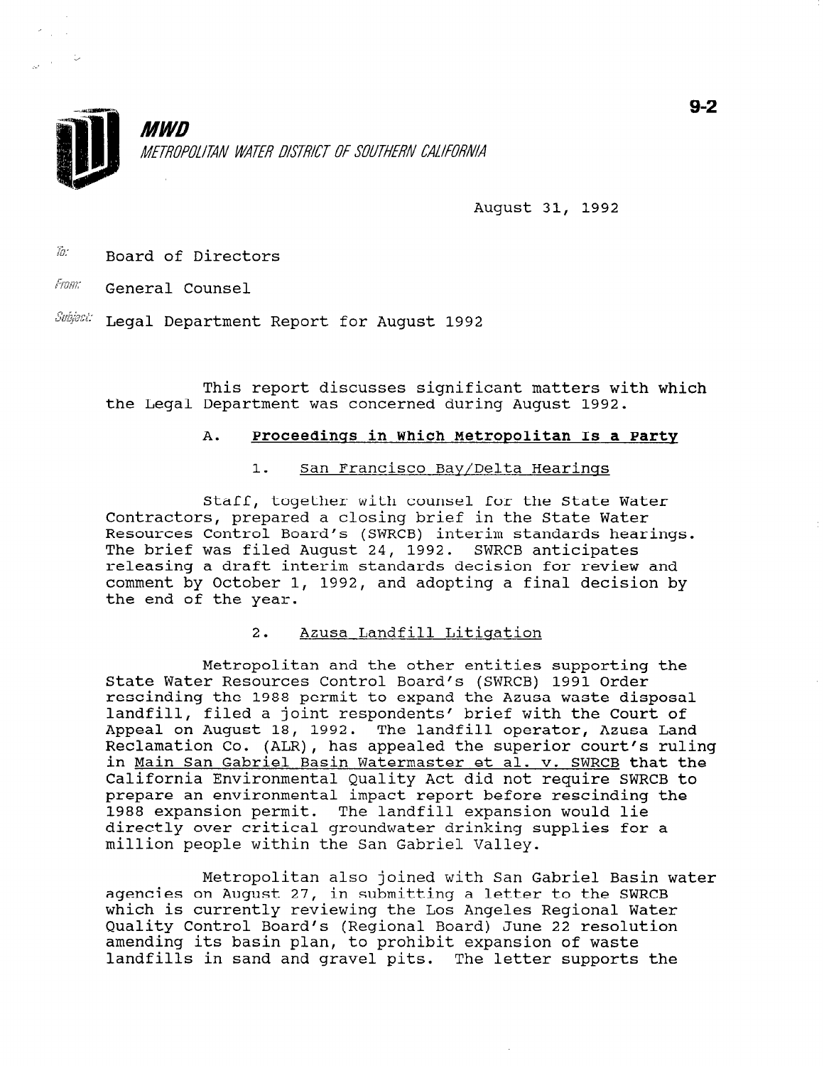9-2

**MWD**

*METROPOLITAN WATER DISTRICT OF SOUTHERN CALIFORNIA*

August 31, 1992

To: Board of Directors

From: General Counsel

Subject: Legal Department Report for August 1992

This report discusses significant matters with which the Legal Department was concerned during August 1992.

### A. Proceedings in Which Metropolitan Is a Party

#### 1. San Francisco Bay/Delta Hearings

Staff, together with counsel for the State Water Contractors, prepared a closing brief in the State Water Resources Control Board's (SWRCB) interim standards hearings. The brief was filed August 24, 1992. SWRCB anticipates releasing a draft interim standards decision for review and comment by October 1, 1992, and adopting a final decision by the end of the year.

#### 2. Azusa Landfill Litigation

Metropolitan and the other entities supporting the State Water Resources Control Board's (SWRCB) 1991 Order rescinding the 1988 permit to expand the Azusa waste disposal landfill, filed a joint respondents' brief with the Court of Appeal on August 18, 1992. The landfill operator, Azusa Land Reclamation Co. (ALR), has appealed the superior court's ruling in Main San Gabriel Basin Watermaster et al. v. SWRCB that the California Environmental Quality Act did not require SWRCB to prepare an environmental impact report before rescinding the 1988 expansion permit. The landfill expansion would lie directly over critical groundwater drinking supplies for a million people within the San Gabriel Valley.

Metropolitan also joined with San Gabriel Basin water agencies on August 27, in submitting a letter to the SWRCB which is currently reviewing the Los Angeles Regional Water Quality Control Board's (Regional Board) June 22 resolution amending its basin plan, to prohibit expansion of waste landfills in sand and gravel pits. The letter supports the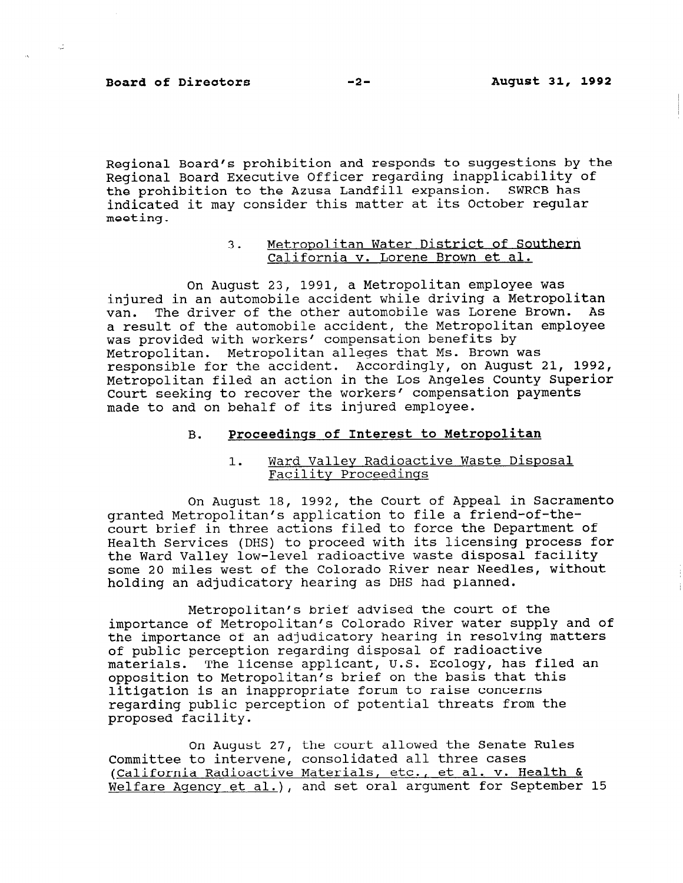Regional Board's prohibition and responds to suggestions by the Regional Board Executive Officer regarding inapplicability of the prohibition to the Azusa Landfill expansion. SWRCB has indicated it may consider this matter at its October regular meeting.

### 3. Metropolitan Water District of Southern California v. Lorene Brown et al.

On August 23, 1991, a Metropolitan employee was injured in an automobile accident while driving a Metropolitan van. The driver of the other automobile was Lorene Brown. As a result of the automobile accident, the Metropolitan employee was provided with workers' compensation benefits by Metropolitan. Metropolitan alleges that Ms. Brown was responsible for the accident. Accordingly, on August 21, 1992, Metropolitan filed an action in the Los Angeles County Superior Court seeking to recover the workers' compensation payments made to and on behalf of its injured employee.

## B. Proceedings of Interest to Metropolitan

### 1. Ward Valley Radioactive Waste Disposal Facility Proceedings

On August 18, 1992, the Court of Appeal in Sacramento granted Metropolitan's application to file a friend-of-the-court brief in three actions filed to force the Department of Health Services (DHS) to proceed with its licensing process for the Ward Valley low-level radioactive waste disposal facility some 20 miles west of the Colorado River near Needles, without holding an adjudicatory hearing as DHS had planned.

Metropolitan's brief advised the court of the importance of Metropolitan's Colorado River water supply and of the importance of an adjudicatory hearing in resolving matters of public perception regarding disposal of radioactive materials. The license applicant, U.S. Ecology, has filed an opposition to Metropolitan's brief on the basis that this litigation is an inappropriate forum to raise concerns regarding public perception of potential threats from the proposed facility.

On August 27, the court allowed the Senate Rules Committee to intervene, consolidated all three cases (California Radioactive Materials, etc., et al. v. Health & Welfare Agency et al.), and set oral argument for September 15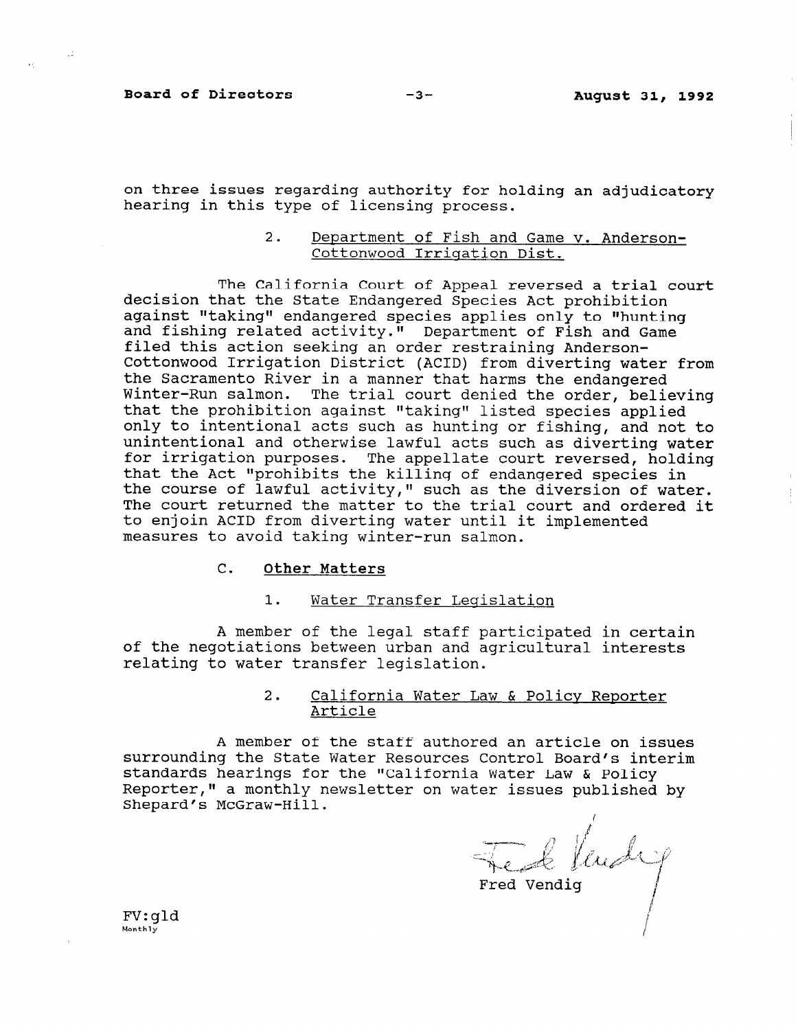on three issues regarding authority for holding an adjudicatory hearing in this type of licensing process.

2. Department of Fish and Game v. Anderson-Cottonwood Irrigation Dist.

The California Court of Appeal reversed a trial court decision that the State Endangered Species Act prohibition against "taking" endangered species applies only to "hunting and fishing related activity." Department of Fish and Game filed this action seeking an order restraining Anderson-Cottonwood Irrigation District (ACID) from diverting water from the Sacramento River in a manner that harms the endangered Winter-Run salmon. The trial court denied the order, believing that the prohibition against "taking" listed species applied only to intentional acts such as hunting or fishing, and not to unintentional and otherwise lawful acts such as diverting water for irrigation purposes. The appellate court reversed, holding that the Act "prohibits the killing of endangered species in the course of lawful activity," such as the diversion of water. The court returned the matter to the trial court and ordered it to enjoin ACID from diverting water until it implemented measures to avoid taking winter-run salmon.

C. Other Matters

1. Water Transfer Legislation

A member of the legal staff participated in certain of the negotiations between urban and agricultural interests relating to water transfer legislation.

2. California Water Law & Policy Reporter Article

A member of the staff authored an article on issues surrounding the State Water Resources Control Board's interim standards hearings for the "California Water Law & Policy Reporter," a monthly newsletter on water issues published by Shepard's McGraw-Hill.

Fred Vendig

FV:gld
Monthly